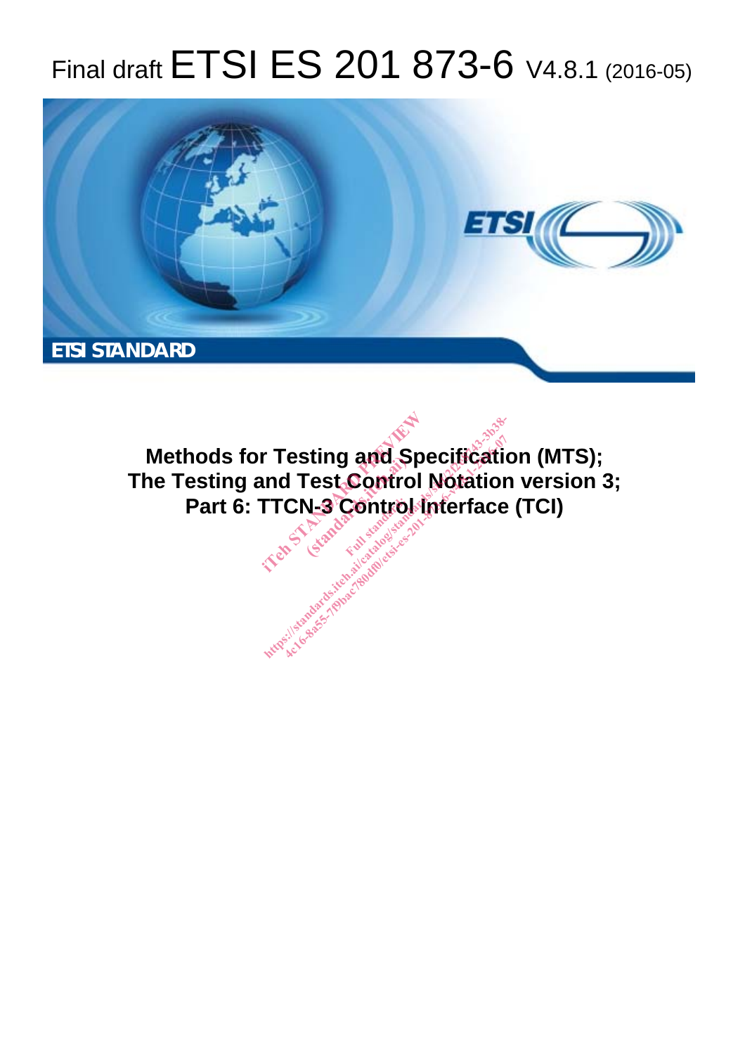# Final draft ETSI ES 201 873-6 V4.8.1 (2016-05)

**ETSI STANDARD**

**Methods for Testing and Specification (MTS);
The Testing and Test Control Notation version 3;
Part 6: TTCN-3 Control Interface (TCI)**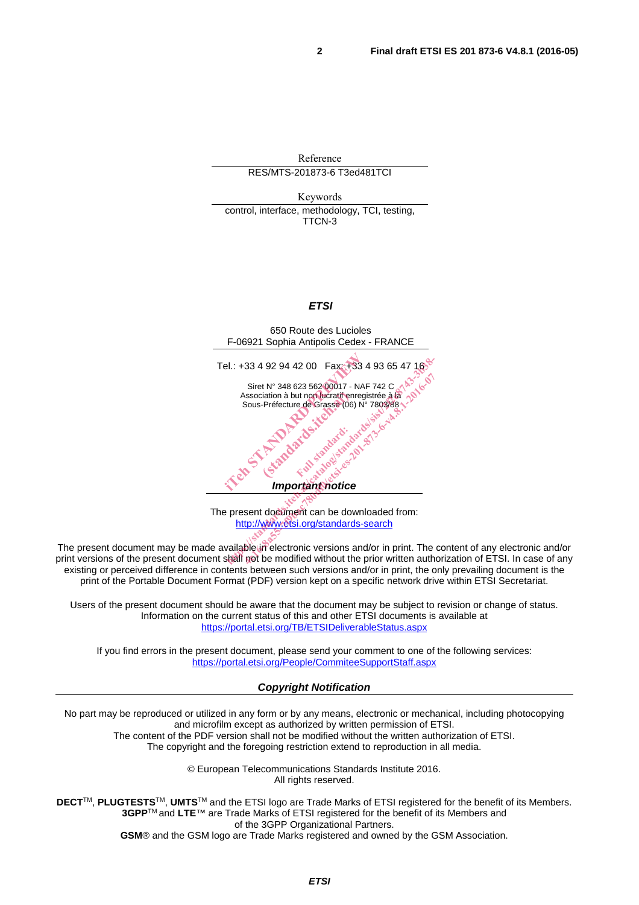Reference

RES/MTS-201873-6 T3ed481TCI

Keywords

control, interface, methodology, TCI, testing, TTCN-3

***ETSI***

650 Route des Lucioles
F-06921 Sophia Antipolis Cedex - FRANCE

Tel.: +33 4 92 94 42 00 Fax: +33 4 93 65 47 16

Siret N° 348 623 562 00017 - NAF 742 C
Association à but non lucratif enregistrée à la
Sous-Préfecture de Grasse (06) N° 7803/88

***Important notice***

The present document can be downloaded from:
http://www.etsi.org/standards-search

The present document may be made available in electronic versions and/or in print. The content of any electronic and/or print versions of the present document shall not be modified without the prior written authorization of ETSI. In case of any existing or perceived difference in contents between such versions and/or in print, the only prevailing document is the print of the Portable Document Format (PDF) version kept on a specific network drive within ETSI Secretariat.

Users of the present document should be aware that the document may be subject to revision or change of status. Information on the current status of this and other ETSI documents is available at
https://portal.etsi.org/TB/ETSIDeliverableStatus.aspx

If you find errors in the present document, please send your comment to one of the following services:
https://portal.etsi.org/People/CommiteeSupportStaff.aspx

***Copyright Notification***

No part may be reproduced or utilized in any form or by any means, electronic or mechanical, including photocopying and microfilm except as authorized by written permission of ETSI.
The content of the PDF version shall not be modified without the written authorization of ETSI.
The copyright and the foregoing restriction extend to reproduction in all media.

© European Telecommunications Standards Institute 2016.
All rights reserved.

**DECT**™, **PLUGTESTS**™, **UMTS**™ and the ETSI logo are Trade Marks of ETSI registered for the benefit of its Members.
**3GPP**™ and **LTE**™ are Trade Marks of ETSI registered for the benefit of its Members and of the 3GPP Organizational Partners.
**GSM**® and the GSM logo are Trade Marks registered and owned by the GSM Association.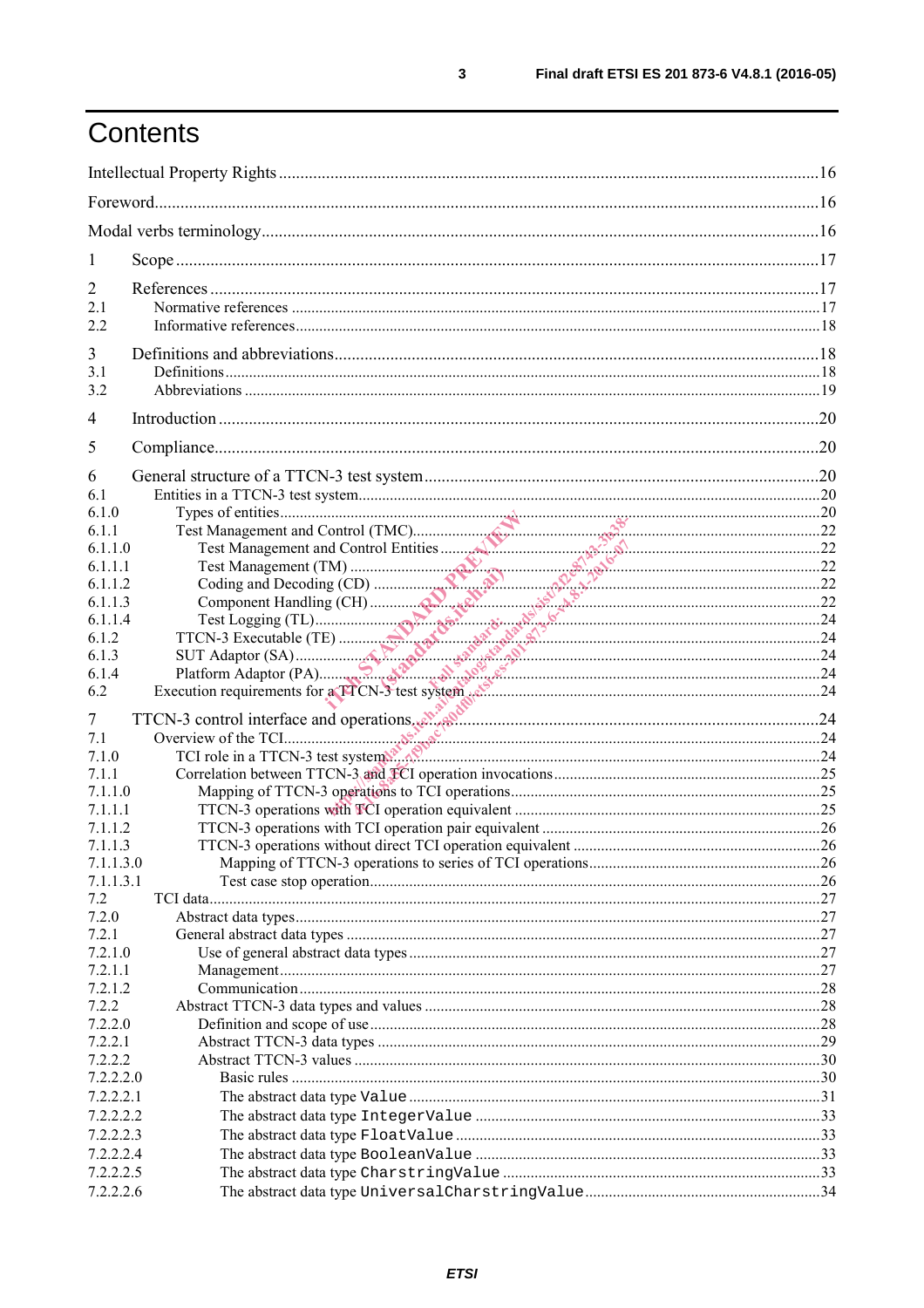# Contents

Intellectual Property Rights ........................................................................................................................16

Foreword.......................................................................................................................................................16

Modal verbs terminology..............................................................................................................................16

1 Scope ..........................................................................................................................................................17

2 References ..................................................................................................................................................17
2.1 Normative references ...............................................................................................................................17
2.2 Informative references..............................................................................................................................18

3 Definitions and abbreviations.....................................................................................................................18
3.1 Definitions.................................................................................................................................................18
3.2 Abbreviations ...........................................................................................................................................19

4 Introduction ................................................................................................................................................20

5 Compliance.................................................................................................................................................20

6 General structure of a TTCN-3 test system................................................................................................20
6.1 Entities in a TTCN-3 test system..............................................................................................................20
6.1.0 Types of entities.....................................................................................................................................20
6.1.1 Test Management and Control (TMC)...................................................................................................22
6.1.1.0 Test Management and Control Entities .............................................................................................22
6.1.1.1 Test Management (TM) .....................................................................................................................22
6.1.1.2 Coding and Decoding (CD) ...............................................................................................................22
6.1.1.3 Component Handling (CH) ................................................................................................................22
6.1.1.4 Test Logging (TL)..............................................................................................................................24
6.1.2 TTCN-3 Executable (TE) ......................................................................................................................24
6.1.3 SUT Adaptor (SA)..................................................................................................................................24
6.1.4 Platform Adaptor (PA)...........................................................................................................................24
6.2 Execution requirements for a TTCN-3 test system ...................................................................................24

7 TTCN-3 control interface and operations...................................................................................................24
7.1 Overview of the TCI..................................................................................................................................24
7.1.0 TCI role in a TTCN-3 test system..........................................................................................................24
7.1.1 Correlation between TTCN-3 and TCI operation invocations...............................................................25
7.1.1.0 Mapping of TTCN-3 operations to TCI operations.............................................................................25
7.1.1.1 TTCN-3 operations with TCI operation equivalent ............................................................................25
7.1.1.2 TTCN-3 operations with TCI operation pair equivalent .....................................................................26
7.1.1.3 TTCN-3 operations without direct TCI operation equivalent .............................................................26
7.1.1.3.0 Mapping of TTCN-3 operations to series of TCI operations...........................................................26
7.1.1.3.1 Test case stop operation...................................................................................................................26
7.2 TCI data.....................................................................................................................................................27
7.2.0 Abstract data types..................................................................................................................................27
7.2.1 General abstract data types ....................................................................................................................27
7.2.1.0 Use of general abstract data types .....................................................................................................27
7.2.1.1 Management.......................................................................................................................................27
7.2.1.2 Communication..................................................................................................................................28
7.2.2 Abstract TTCN-3 data types and values ................................................................................................28
7.2.2.0 Definition and scope of use...............................................................................................................28
7.2.2.1 Abstract TTCN-3 data types .............................................................................................................29
7.2.2.2 Abstract TTCN-3 values ...................................................................................................................30
7.2.2.2.0 Basic rules .......................................................................................................................................30
7.2.2.2.1 The abstract data type `Value` .........................................................................................................31
7.2.2.2.2 The abstract data type `IntegerValue` ...........................................................................................33
7.2.2.2.3 The abstract data type `FloatValue` ...............................................................................................33
7.2.2.2.4 The abstract data type `BooleanValue` ...........................................................................................33
7.2.2.2.5 The abstract data type `CharstringValue` .....................................................................................33
7.2.2.2.6 The abstract data type `UniversalCharstringValue`.......................................................................34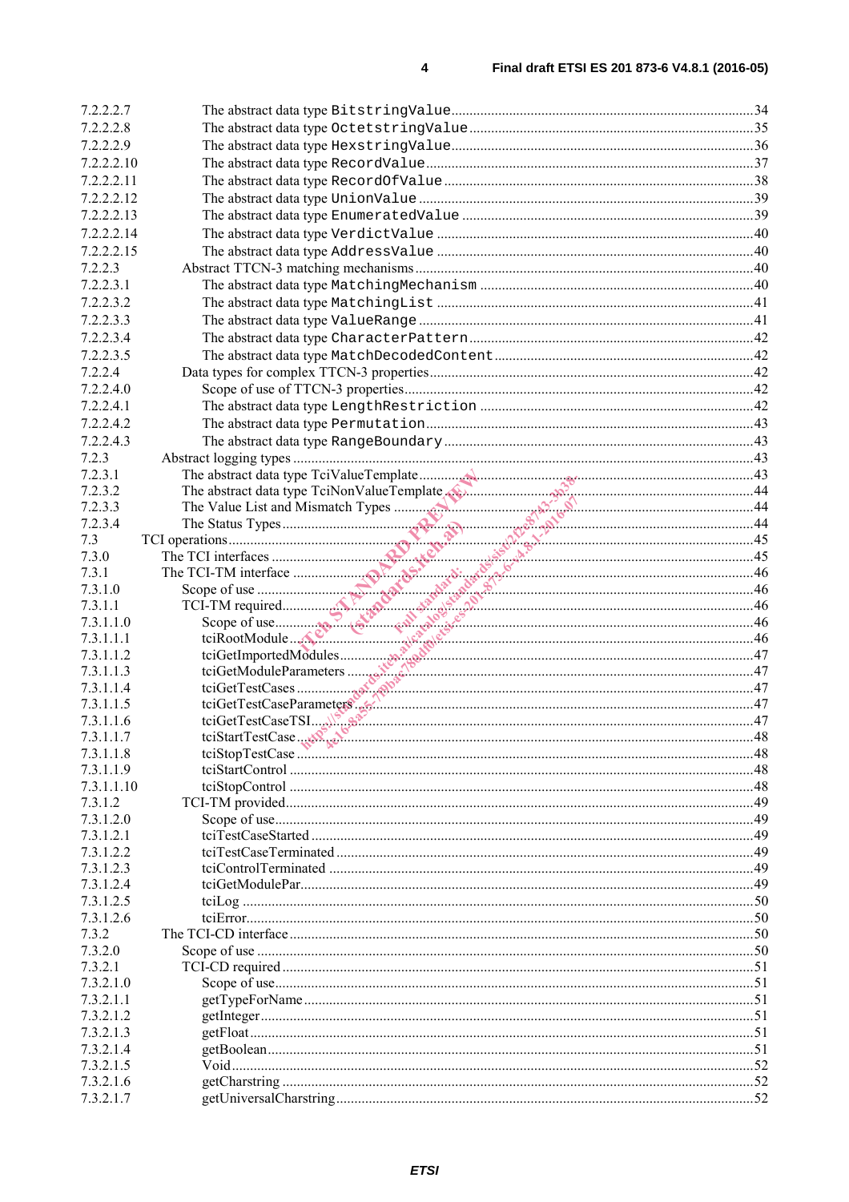| | | |
|---|---|---|
| 7.2.2.2.7 | The abstract data type `BitstringValue` | 34 |
| 7.2.2.2.8 | The abstract data type `OctetstringValue` | 35 |
| 7.2.2.2.9 | The abstract data type `HexstringValue` | 36 |
| 7.2.2.2.10 | The abstract data type `RecordValue` | 37 |
| 7.2.2.2.11 | The abstract data type `RecordOfValue` | 38 |
| 7.2.2.2.12 | The abstract data type `UnionValue` | 39 |
| 7.2.2.2.13 | The abstract data type `EnumeratedValue` | 39 |
| 7.2.2.2.14 | The abstract data type `VerdictValue` | 40 |
| 7.2.2.2.15 | The abstract data type `AddressValue` | 40 |
| 7.2.2.3 | Abstract TTCN-3 matching mechanisms | 40 |
| 7.2.2.3.1 | The abstract data type `MatchingMechanism` | 40 |
| 7.2.2.3.2 | The abstract data type `MatchingList` | 41 |
| 7.2.2.3.3 | The abstract data type `ValueRange` | 41 |
| 7.2.2.3.4 | The abstract data type `CharacterPattern` | 42 |
| 7.2.2.3.5 | The abstract data type `MatchDecodedContent` | 42 |
| 7.2.2.4 | Data types for complex TTCN-3 properties | 42 |
| 7.2.2.4.0 | Scope of use of TTCN-3 properties | 42 |
| 7.2.2.4.1 | The abstract data type `LengthRestriction` | 42 |
| 7.2.2.4.2 | The abstract data type `Permutation` | 43 |
| 7.2.2.4.3 | The abstract data type `RangeBoundary` | 43 |
| 7.2.3 | Abstract logging types | 43 |
| 7.2.3.1 | The abstract data type TciValueTemplate | 43 |
| 7.2.3.2 | The abstract data type TciNonValueTemplate | 44 |
| 7.2.3.3 | The Value List and Mismatch Types | 44 |
| 7.2.3.4 | The Status Types | 44 |
| 7.3 | TCI operations | 45 |
| 7.3.0 | The TCI interfaces | 45 |
| 7.3.1 | The TCI-TM interface | 46 |
| 7.3.1.0 | Scope of use | 46 |
| 7.3.1.1 | TCI-TM required | 46 |
| 7.3.1.1.0 | Scope of use | 46 |
| 7.3.1.1.1 | tciRootModule | 46 |
| 7.3.1.1.2 | tciGetImportedModules | 47 |
| 7.3.1.1.3 | tciGetModuleParameters | 47 |
| 7.3.1.1.4 | tciGetTestCases | 47 |
| 7.3.1.1.5 | tciGetTestCaseParameters | 47 |
| 7.3.1.1.6 | tciGetTestCaseTSI | 47 |
| 7.3.1.1.7 | tciStartTestCase | 48 |
| 7.3.1.1.8 | tciStopTestCase | 48 |
| 7.3.1.1.9 | tciStartControl | 48 |
| 7.3.1.1.10 | tciStopControl | 48 |
| 7.3.1.2 | TCI-TM provided | 49 |
| 7.3.1.2.0 | Scope of use | 49 |
| 7.3.1.2.1 | tciTestCaseStarted | 49 |
| 7.3.1.2.2 | tciTestCaseTerminated | 49 |
| 7.3.1.2.3 | tciControlTerminated | 49 |
| 7.3.1.2.4 | tciGetModulePar | 49 |
| 7.3.1.2.5 | tciLog | 50 |
| 7.3.1.2.6 | tciError | 50 |
| 7.3.2 | The TCI-CD interface | 50 |
| 7.3.2.0 | Scope of use | 50 |
| 7.3.2.1 | TCI-CD required | 51 |
| 7.3.2.1.0 | Scope of use | 51 |
| 7.3.2.1.1 | getTypeForName | 51 |
| 7.3.2.1.2 | getInteger | 51 |
| 7.3.2.1.3 | getFloat | 51 |
| 7.3.2.1.4 | getBoolean | 51 |
| 7.3.2.1.5 | Void | 52 |
| 7.3.2.1.6 | getCharstring | 52 |
| 7.3.2.1.7 | getUniversalCharstring | 52 |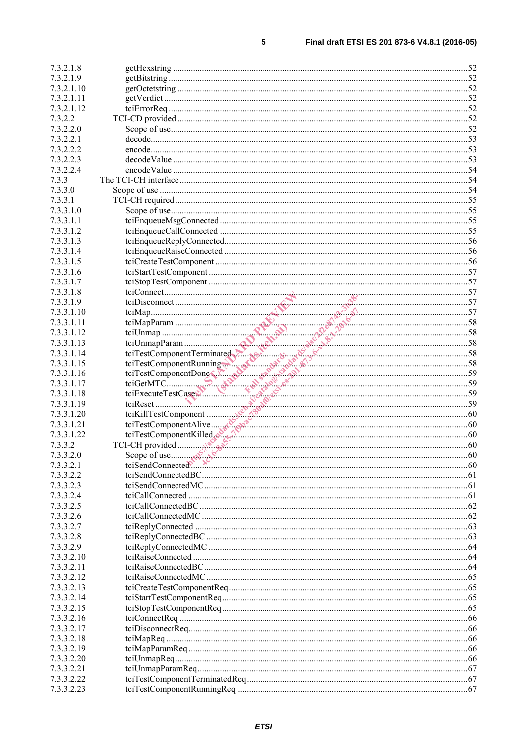7.3.2.1.8 getHexstring ....................................................................................................................52
7.3.2.1.9 getBitstring .....................................................................................................................52
7.3.2.1.10 getOctetstring .................................................................................................................52
7.3.2.1.11 getVerdict .......................................................................................................................52
7.3.2.1.12 tciErrorReq .....................................................................................................................52
7.3.2.2 TCI-CD provided ..................................................................................................................52
7.3.2.2.0 Scope of use....................................................................................................................52
7.3.2.2.1 decode.............................................................................................................................53
7.3.2.2.2 encode.............................................................................................................................53
7.3.2.2.3 decodeValue ...................................................................................................................53
7.3.2.2.4 encodeValue ...................................................................................................................54
7.3.3 The TCI-CH interface ...................................................................................................................54
7.3.3.0 Scope of use ..........................................................................................................................54
7.3.3.1 TCI-CH required ...................................................................................................................55
7.3.3.1.0 Scope of use....................................................................................................................55
7.3.3.1.1 tciEnqueueMsgConnected ..............................................................................................55
7.3.3.1.2 tciEnqueueCallConnected ..............................................................................................55
7.3.3.1.3 tciEnqueueReplyConnected............................................................................................56
7.3.3.1.4 tciEnqueueRaiseConnected ............................................................................................56
7.3.3.1.5 tciCreateTestComponent ................................................................................................56
7.3.3.1.6 tciStartTestComponent ...................................................................................................57
7.3.3.1.7 tciStopTestComponent ...................................................................................................57
7.3.3.1.8 tciConnect.......................................................................................................................57
7.3.3.1.9 tciDisconnect ..................................................................................................................57
7.3.3.1.10 tciMap.............................................................................................................................57
7.3.3.1.11 tciMapParam ..................................................................................................................58
7.3.3.1.12 tciUnmap ........................................................................................................................58
7.3.3.1.13 tciUnmapParam ..............................................................................................................58
7.3.3.1.14 tciTestComponentTerminated.........................................................................................58
7.3.3.1.15 tciTestComponentRunning.............................................................................................58
7.3.3.1.16 tciTestComponentDone...................................................................................................59
7.3.3.1.17 tciGetMTC......................................................................................................................59
7.3.3.1.18 tciExecuteTestCase.........................................................................................................59
7.3.3.1.19 tciReset ...........................................................................................................................59
7.3.3.1.20 tciKillTestComponent ....................................................................................................60
7.3.3.1.21 tciTestComponentAlive...................................................................................................60
7.3.3.1.22 tciTestComponentKilled..................................................................................................60
7.3.3.2 TCI-CH provided ..................................................................................................................60
7.3.3.2.0 Scope of use....................................................................................................................60
7.3.3.2.1 tciSendConnected............................................................................................................60
7.3.3.2.2 tciSendConnectedBC.......................................................................................................61
7.3.3.2.3 tciSendConnectedMC......................................................................................................61
7.3.3.2.4 tciCallConnected ............................................................................................................61
7.3.3.2.5 tciCallConnectedBC ........................................................................................................62
7.3.3.2.6 tciCallConnectedMC .......................................................................................................62
7.3.3.2.7 tciReplyConnected .........................................................................................................63
7.3.3.2.8 tciReplyConnectedBC .....................................................................................................63
7.3.3.2.9 tciReplyConnectedMC ....................................................................................................64
7.3.3.2.10 tciRaiseConnected ..........................................................................................................64
7.3.3.2.11 tciRaiseConnectedBC......................................................................................................64
7.3.3.2.12 tciRaiseConnectedMC .....................................................................................................65
7.3.3.2.13 tciCreateTestComponentReq...........................................................................................65
7.3.3.2.14 tciStartTestComponentReq..............................................................................................65
7.3.3.2.15 tciStopTestComponentReq..............................................................................................65
7.3.3.2.16 tciConnectReq ................................................................................................................66
7.3.3.2.17 tciDisconnectReq.............................................................................................................66
7.3.3.2.18 tciMapReq ......................................................................................................................66
7.3.3.2.19 tciMapParamReq ............................................................................................................66
7.3.3.2.20 tciUnmapReq...................................................................................................................66
7.3.3.2.21 tciUnmapParamReq.........................................................................................................67
7.3.3.2.22 tciTestComponentTerminatedReq...................................................................................67
7.3.3.2.23 tciTestComponentRunningReq ......................................................................................67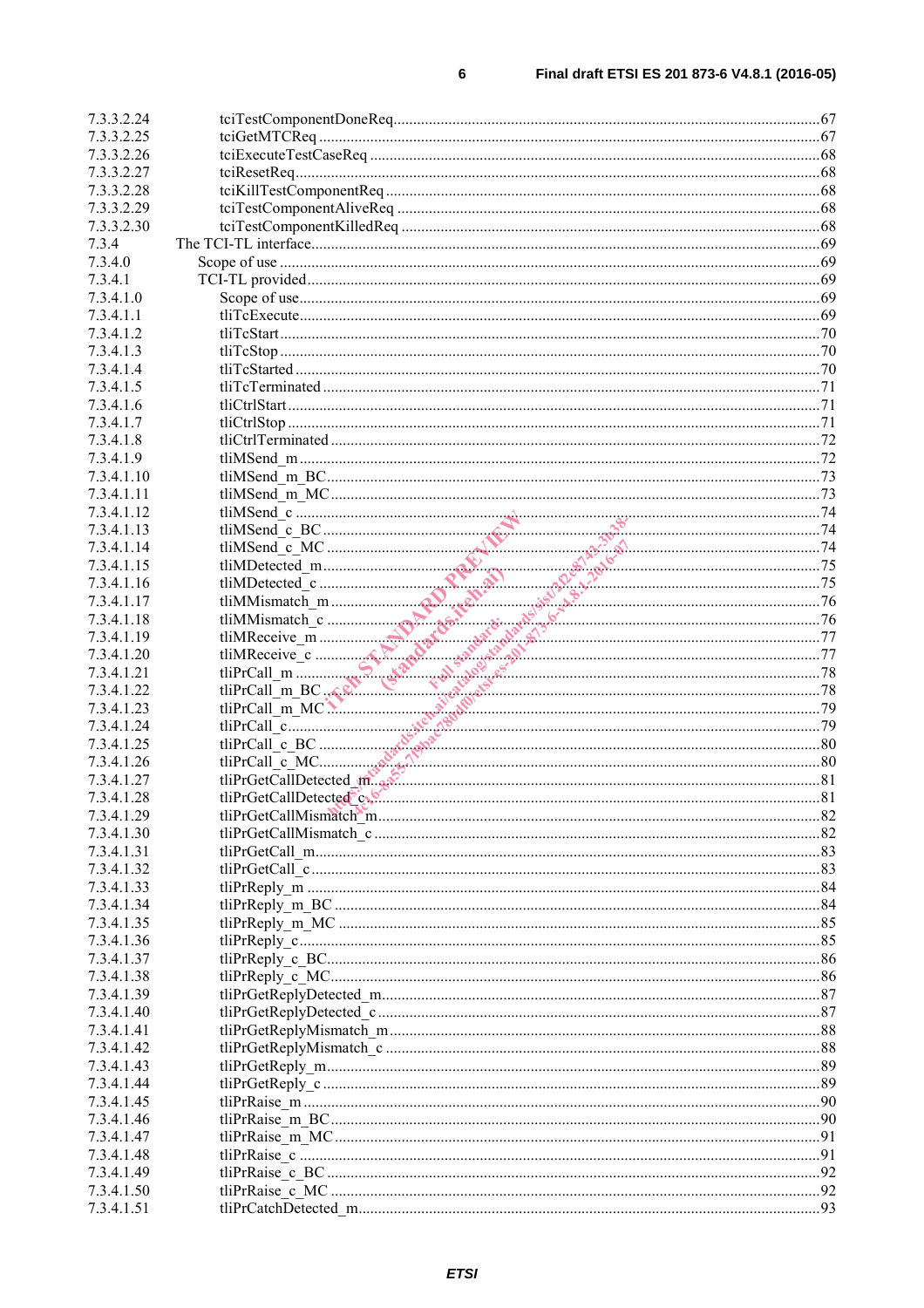7.3.3.2.24 tciTestComponentDoneReq....67
7.3.3.2.25 tciGetMTCReq....67
7.3.3.2.26 tciExecuteTestCaseReq....68
7.3.3.2.27 tciResetReq....68
7.3.3.2.28 tciKillTestComponentReq....68
7.3.3.2.29 tciTestComponentAliveReq....68
7.3.3.2.30 tciTestComponentKilledReq....68
7.3.4 The TCI-TL interface....69
7.3.4.0 Scope of use....69
7.3.4.1 TCI-TL provided....69
7.3.4.1.0 Scope of use....69
7.3.4.1.1 tliTcExecute....69
7.3.4.1.2 tliTcStart....70
7.3.4.1.3 tliTcStop....70
7.3.4.1.4 tliTcStarted....70
7.3.4.1.5 tliTcTerminated....71
7.3.4.1.6 tliCtrlStart....71
7.3.4.1.7 tliCtrlStop....71
7.3.4.1.8 tliCtrlTerminated....72
7.3.4.1.9 tliMSend_m....72
7.3.4.1.10 tliMSend_m_BC....73
7.3.4.1.11 tliMSend_m_MC....73
7.3.4.1.12 tliMSend_c....74
7.3.4.1.13 tliMSend_c_BC....74
7.3.4.1.14 tliMSend_c_MC....74
7.3.4.1.15 tliMDetected_m....75
7.3.4.1.16 tliMDetected_c....75
7.3.4.1.17 tliMMismatch_m....76
7.3.4.1.18 tliMMismatch_c....76
7.3.4.1.19 tliMReceive_m....77
7.3.4.1.20 tliMReceive_c....77
7.3.4.1.21 tliPrCall_m....78
7.3.4.1.22 tliPrCall_m_BC....78
7.3.4.1.23 tliPrCall_m_MC....79
7.3.4.1.24 tliPrCall_c....79
7.3.4.1.25 tliPrCall_c_BC....80
7.3.4.1.26 tliPrCall_c_MC....80
7.3.4.1.27 tliPrGetCallDetected_m....81
7.3.4.1.28 tliPrGetCallDetected_c....81
7.3.4.1.29 tliPrGetCallMismatch_m....82
7.3.4.1.30 tliPrGetCallMismatch_c....82
7.3.4.1.31 tliPrGetCall_m....83
7.3.4.1.32 tliPrGetCall_c....83
7.3.4.1.33 tliPrReply_m....84
7.3.4.1.34 tliPrReply_m_BC....84
7.3.4.1.35 tliPrReply_m_MC....85
7.3.4.1.36 tliPrReply_c....85
7.3.4.1.37 tliPrReply_c_BC....86
7.3.4.1.38 tliPrReply_c_MC....86
7.3.4.1.39 tliPrGetReplyDetected_m....87
7.3.4.1.40 tliPrGetReplyDetected_c....87
7.3.4.1.41 tliPrGetReplyMismatch_m....88
7.3.4.1.42 tliPrGetReplyMismatch_c....88
7.3.4.1.43 tliPrGetReply_m....89
7.3.4.1.44 tliPrGetReply_c....89
7.3.4.1.45 tliPrRaise_m....90
7.3.4.1.46 tliPrRaise_m_BC....90
7.3.4.1.47 tliPrRaise_m_MC....91
7.3.4.1.48 tliPrRaise_c....91
7.3.4.1.49 tliPrRaise_c_BC....92
7.3.4.1.50 tliPrRaise_c_MC....92
7.3.4.1.51 tliPrCatchDetected_m....93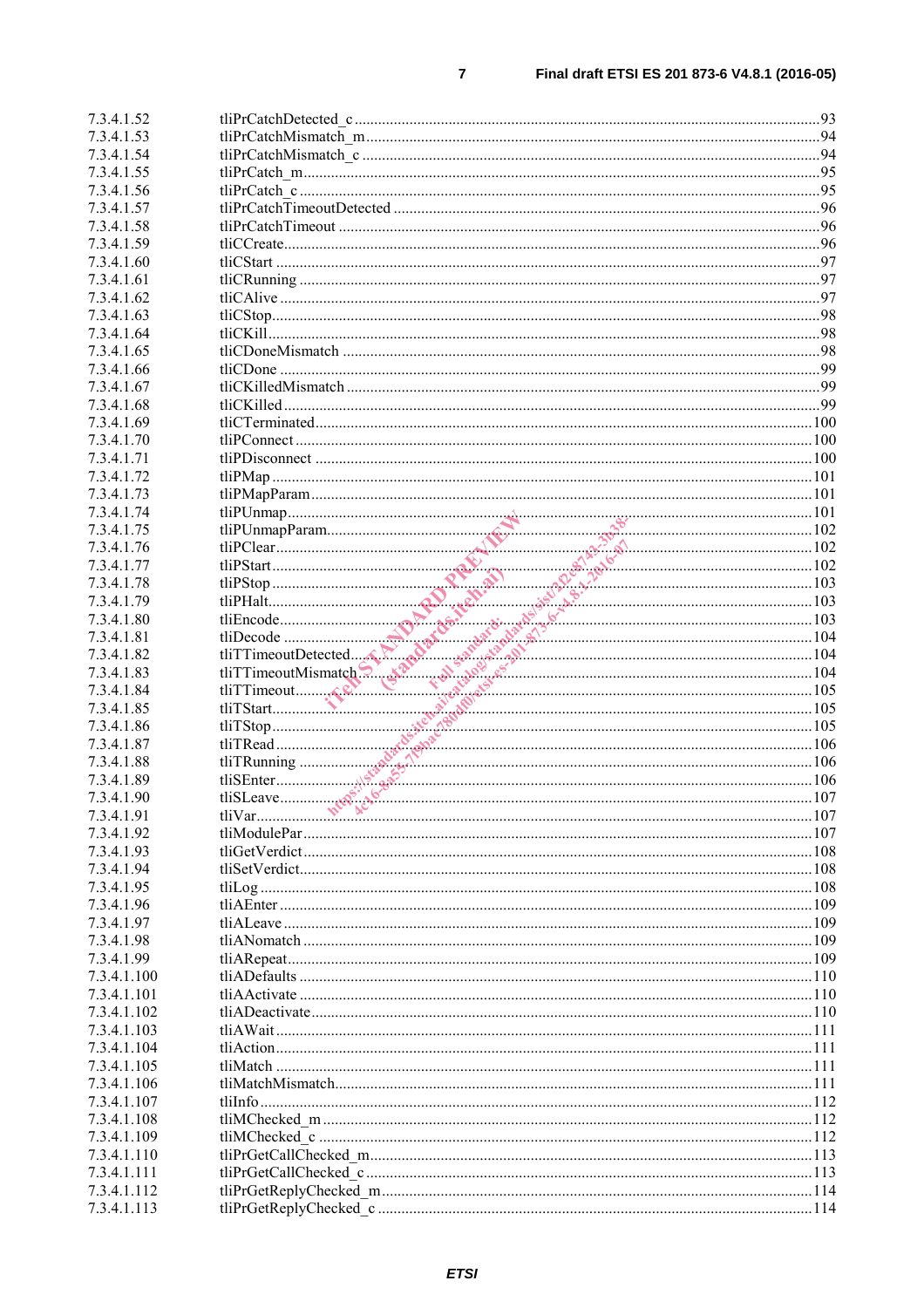7.3.4.1.52 tliPrCatchDetected_c ........................................................................................................................93
7.3.4.1.53 tliPrCatchMismatch_m ......................................................................................................................94
7.3.4.1.54 tliPrCatchMismatch_c .......................................................................................................................94
7.3.4.1.55 tliPrCatch_m.......................................................................................................................................95
7.3.4.1.56 tliPrCatch_c .......................................................................................................................................95
7.3.4.1.57 tliPrCatchTimeoutDetected ...............................................................................................................96
7.3.4.1.58 tliPrCatchTimeout .............................................................................................................................96
7.3.4.1.59 tliCCreate...........................................................................................................................................96
7.3.4.1.60 tliCStart .............................................................................................................................................97
7.3.4.1.61 tliCRunning .......................................................................................................................................97
7.3.4.1.62 tliCAlive ............................................................................................................................................97
7.3.4.1.63 tliCStop..............................................................................................................................................98
7.3.4.1.64 tliCKill...............................................................................................................................................98
7.3.4.1.65 tliCDoneMismatch ............................................................................................................................98
7.3.4.1.66 tliCDone ............................................................................................................................................99
7.3.4.1.67 tliCKilledMismatch ...........................................................................................................................99
7.3.4.1.68 tliCKilled ..........................................................................................................................................99
7.3.4.1.69 tliCTerminated.................................................................................................................................100
7.3.4.1.70 tliPConnect ......................................................................................................................................100
7.3.4.1.71 tliPDisconnect .................................................................................................................................100
7.3.4.1.72 tliPMap ............................................................................................................................................101
7.3.4.1.73 tliPMapParam..................................................................................................................................101
7.3.4.1.74 tliPUnmap........................................................................................................................................101
7.3.4.1.75 tliPUnmapParam..............................................................................................................................102
7.3.4.1.76 tliPClear...........................................................................................................................................102
7.3.4.1.77 tliPStart............................................................................................................................................102
7.3.4.1.78 tliPStop ............................................................................................................................................103
7.3.4.1.79 tliPHalt.............................................................................................................................................103
7.3.4.1.80 tliEncode..........................................................................................................................................103
7.3.4.1.81 tliDecode .........................................................................................................................................104
7.3.4.1.82 tliTTimeoutDetected........................................................................................................................104
7.3.4.1.83 tliTTimeoutMismatch......................................................................................................................104
7.3.4.1.84 tliTTimeout......................................................................................................................................105
7.3.4.1.85 tliTStart............................................................................................................................................105
7.3.4.1.86 tliTStop............................................................................................................................................105
7.3.4.1.87 tliTRead ..........................................................................................................................................106
7.3.4.1.88 tliTRunning .....................................................................................................................................106
7.3.4.1.89 tliSEnter...........................................................................................................................................106
7.3.4.1.90 tliSLeave..........................................................................................................................................107
7.3.4.1.91 tliVar................................................................................................................................................107
7.3.4.1.92 tliModulePar....................................................................................................................................107
7.3.4.1.93 tliGetVerdict....................................................................................................................................108
7.3.4.1.94 tliSetVerdict.....................................................................................................................................108
7.3.4.1.95 tliLog ...............................................................................................................................................108
7.3.4.1.96 tliAEnter ..........................................................................................................................................109
7.3.4.1.97 tliALeave .........................................................................................................................................109
7.3.4.1.98 tliANomatch ....................................................................................................................................109
7.3.4.1.99 tliARepeat........................................................................................................................................109
7.3.4.1.100 tliADefaults .....................................................................................................................................110
7.3.4.1.101 tliAActivate .....................................................................................................................................110
7.3.4.1.102 tliADeactivate..................................................................................................................................110
7.3.4.1.103 tliAWait...........................................................................................................................................111
7.3.4.1.104 tliAction...........................................................................................................................................111
7.3.4.1.105 tliMatch ...........................................................................................................................................111
7.3.4.1.106 tliMatchMismatch............................................................................................................................111
7.3.4.1.107 tliInfo ...............................................................................................................................................112
7.3.4.1.108 tliMChecked_m ...............................................................................................................................112
7.3.4.1.109 tliMChecked_c ................................................................................................................................112
7.3.4.1.110 tliPrGetCallChecked_m....................................................................................................................113
7.3.4.1.111 tliPrGetCallChecked_c ....................................................................................................................113
7.3.4.1.112 tliPrGetReplyChecked_m................................................................................................................114
7.3.4.1.113 tliPrGetReplyChecked_c .................................................................................................................114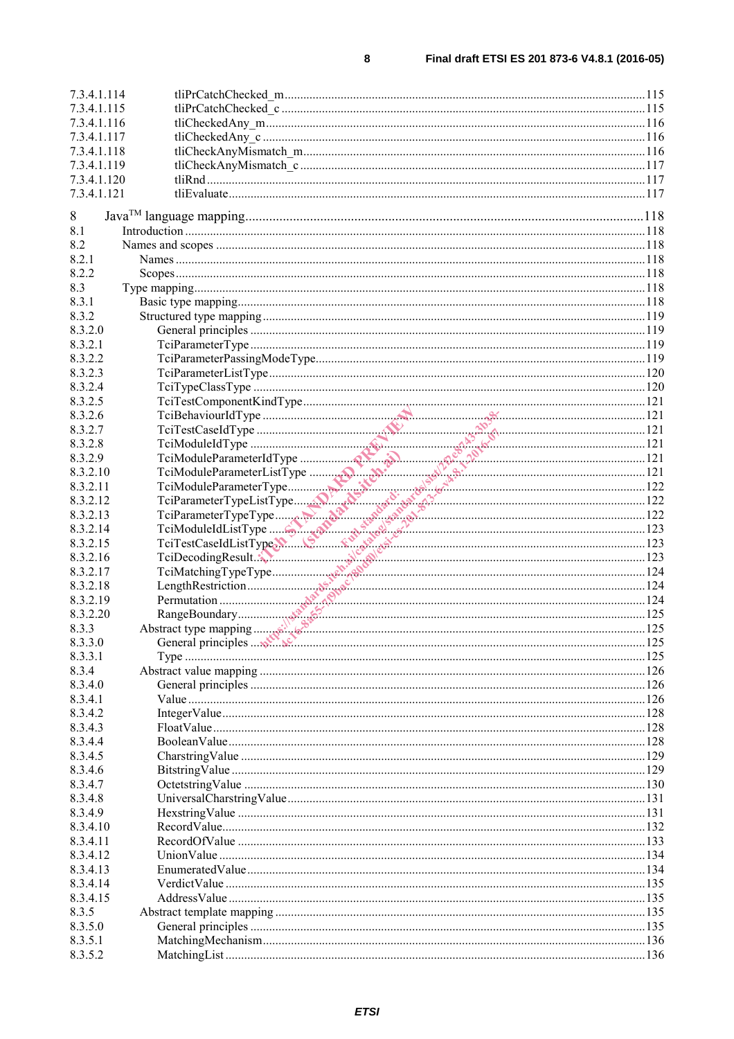7.3.4.1.114 tliPrCatchChecked_m ... 115
7.3.4.1.115 tliPrCatchChecked_c ... 115
7.3.4.1.116 tliCheckedAny_m ... 116
7.3.4.1.117 tliCheckedAny_c ... 116
7.3.4.1.118 tliCheckAnyMismatch_m ... 116
7.3.4.1.119 tliCheckAnyMismatch_c ... 117
7.3.4.1.120 tliRnd ... 117
7.3.4.1.121 tliEvaluate ... 117

8 Java™ language mapping ... 118
8.1 Introduction ... 118
8.2 Names and scopes ... 118
8.2.1 Names ... 118
8.2.2 Scopes ... 118
8.3 Type mapping ... 118
8.3.1 Basic type mapping ... 118
8.3.2 Structured type mapping ... 119
8.3.2.0 General principles ... 119
8.3.2.1 TciParameterType ... 119
8.3.2.2 TciParameterPassingModeType ... 119
8.3.2.3 TciParameterListType ... 120
8.3.2.4 TciTypeClassType ... 120
8.3.2.5 TciTestComponentKindType ... 121
8.3.2.6 TciBehaviourIdType ... 121
8.3.2.7 TciTestCaseIdType ... 121
8.3.2.8 TciModuleIdType ... 121
8.3.2.9 TciModuleParameterIdType ... 121
8.3.2.10 TciModuleParameterListType ... 121
8.3.2.11 TciModuleParameterType ... 122
8.3.2.12 TciParameterTypeListType ... 122
8.3.2.13 TciParameterTypeType ... 122
8.3.2.14 TciModuleIdListType ... 123
8.3.2.15 TciTestCaseIdListType ... 123
8.3.2.16 TciDecodingResult ... 123
8.3.2.17 TciMatchingTypeType ... 124
8.3.2.18 LengthRestriction ... 124
8.3.2.19 Permutation ... 124
8.3.2.20 RangeBoundary ... 125
8.3.3 Abstract type mapping ... 125
8.3.3.0 General principles ... 125
8.3.3.1 Type ... 125
8.3.4 Abstract value mapping ... 126
8.3.4.0 General principles ... 126
8.3.4.1 Value ... 126
8.3.4.2 IntegerValue ... 128
8.3.4.3 FloatValue ... 128
8.3.4.4 BooleanValue ... 128
8.3.4.5 CharstringValue ... 129
8.3.4.6 BitstringValue ... 129
8.3.4.7 OctetstringValue ... 130
8.3.4.8 UniversalCharstringValue ... 131
8.3.4.9 HexstringValue ... 131
8.3.4.10 RecordValue ... 132
8.3.4.11 RecordOfValue ... 133
8.3.4.12 UnionValue ... 134
8.3.4.13 EnumeratedValue ... 134
8.3.4.14 VerdictValue ... 135
8.3.4.15 AddressValue ... 135
8.3.5 Abstract template mapping ... 135
8.3.5.0 General principles ... 135
8.3.5.1 MatchingMechanism ... 136
8.3.5.2 MatchingList ... 136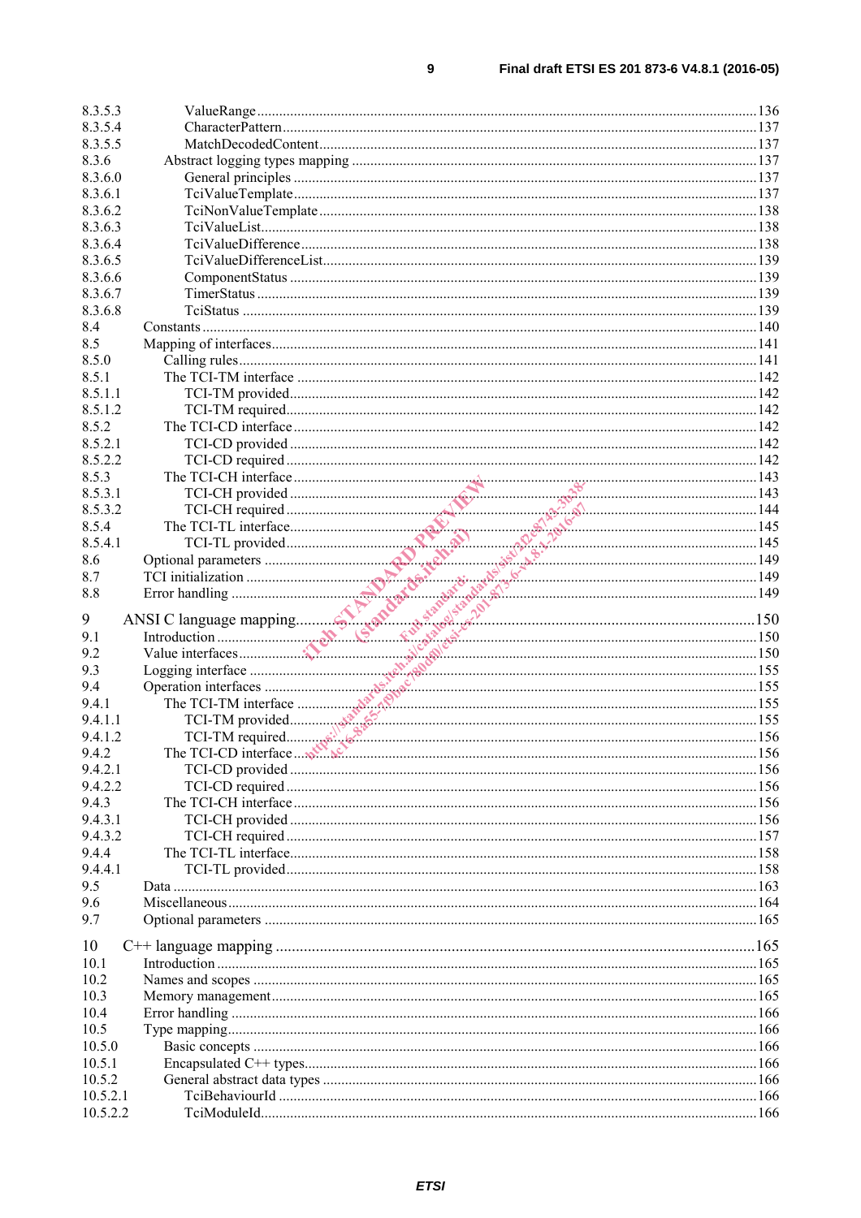8.3.5.3 ValueRange 136
8.3.5.4 CharacterPattern 137
8.3.5.5 MatchDecodedContent 137
8.3.6 Abstract logging types mapping 137
8.3.6.0 General principles 137
8.3.6.1 TciValueTemplate 137
8.3.6.2 TciNonValueTemplate 138
8.3.6.3 TciValueList 138
8.3.6.4 TciValueDifference 138
8.3.6.5 TciValueDifferenceList 139
8.3.6.6 ComponentStatus 139
8.3.6.7 TimerStatus 139
8.3.6.8 TciStatus 139
8.4 Constants 140
8.5 Mapping of interfaces 141
8.5.0 Calling rules 141
8.5.1 The TCI-TM interface 142
8.5.1.1 TCI-TM provided 142
8.5.1.2 TCI-TM required 142
8.5.2 The TCI-CD interface 142
8.5.2.1 TCI-CD provided 142
8.5.2.2 TCI-CD required 142
8.5.3 The TCI-CH interface 143
8.5.3.1 TCI-CH provided 143
8.5.3.2 TCI-CH required 144
8.5.4 The TCI-TL interface 145
8.5.4.1 TCI-TL provided 145
8.6 Optional parameters 149
8.7 TCI initialization 149
8.8 Error handling 149

9 ANSI C language mapping 150
9.1 Introduction 150
9.2 Value interfaces 150
9.3 Logging interface 155
9.4 Operation interfaces 155
9.4.1 The TCI-TM interface 155
9.4.1.1 TCI-TM provided 155
9.4.1.2 TCI-TM required 156
9.4.2 The TCI-CD interface 156
9.4.2.1 TCI-CD provided 156
9.4.2.2 TCI-CD required 156
9.4.3 The TCI-CH interface 156
9.4.3.1 TCI-CH provided 156
9.4.3.2 TCI-CH required 157
9.4.4 The TCI-TL interface 158
9.4.4.1 TCI-TL provided 158
9.5 Data 163
9.6 Miscellaneous 164
9.7 Optional parameters 165

10 C++ language mapping 165
10.1 Introduction 165
10.2 Names and scopes 165
10.3 Memory management 165
10.4 Error handling 166
10.5 Type mapping 166
10.5.0 Basic concepts 166
10.5.1 Encapsulated C++ types 166
10.5.2 General abstract data types 166
10.5.2.1 TciBehaviourId 166
10.5.2.2 TciModuleId 166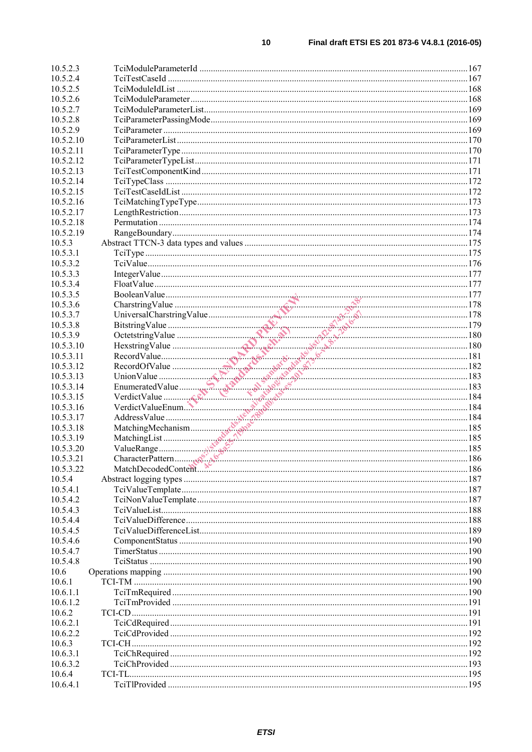10.5.2.3 TciModuleParameterId ....................................................................................................167
10.5.2.4 TciTestCaseId ...............................................................................................................167
10.5.2.5 TciModuleIdList ...........................................................................................................168
10.5.2.6 TciModuleParameter.....................................................................................................168
10.5.2.7 TciModuleParameterList...............................................................................................169
10.5.2.8 TciParameterPassingMode............................................................................................169
10.5.2.9 TciParameter .................................................................................................................169
10.5.2.10 TciParameterList...........................................................................................................170
10.5.2.11 TciParameterType .........................................................................................................170
10.5.2.12 TciParameterTypeList...................................................................................................171
10.5.2.13 TciTestComponentKind ................................................................................................171
10.5.2.14 TciTypeClass ................................................................................................................172
10.5.2.15 TciTestCaseIdList .........................................................................................................172
10.5.2.16 TciMatchingTypeType..................................................................................................173
10.5.2.17 LengthRestriction..........................................................................................................173
10.5.2.18 Permutation ..................................................................................................................174
10.5.2.19 RangeBoundary.............................................................................................................174
10.5.3 Abstract TTCN-3 data types and values ..............................................................................175
10.5.3.1 TciType .........................................................................................................................175
10.5.3.2 TciValue........................................................................................................................176
10.5.3.3 IntegerValue..................................................................................................................177
10.5.3.4 FloatValue.....................................................................................................................177
10.5.3.5 BooleanValue................................................................................................................177
10.5.3.6 CharstringValue ............................................................................................................178
10.5.3.7 UniversalCharstringValue.............................................................................................178
10.5.3.8 BitstringValue ...............................................................................................................179
10.5.3.9 OctetstringValue ...........................................................................................................180
10.5.3.10 HexstringValue .............................................................................................................180
10.5.3.11 RecordValue..................................................................................................................181
10.5.3.12 RecordOfValue .............................................................................................................182
10.5.3.13 UnionValue ...................................................................................................................183
10.5.3.14 EnumeratedValue..........................................................................................................183
10.5.3.15 VerdictValue .................................................................................................................184
10.5.3.16 VerdictValueEnum.........................................................................................................184
10.5.3.17 AddressValue................................................................................................................184
10.5.3.18 MatchingMechanism.....................................................................................................185
10.5.3.19 MatchingList .................................................................................................................185
10.5.3.20 ValueRange...................................................................................................................185
10.5.3.21 CharacterPattern............................................................................................................186
10.5.3.22 MatchDecodedContent..................................................................................................186
10.5.4 Abstract logging types ........................................................................................................187
10.5.4.1 TciValueTemplate.........................................................................................................187
10.5.4.2 TciNonValueTemplate ..................................................................................................187
10.5.4.3 TciValueList..................................................................................................................188
10.5.4.4 TciValueDifference.......................................................................................................188
10.5.4.5 TciValueDifferenceList.................................................................................................189
10.5.4.6 ComponentStatus ..........................................................................................................190
10.5.4.7 TimerStatus ...................................................................................................................190
10.5.4.8 TciStatus .......................................................................................................................190
10.6 Operations mapping ..................................................................................................................190
10.6.1 TCI-TM ..............................................................................................................................190
10.6.1.1 TciTmRequired .............................................................................................................190
10.6.1.2 TciTmProvided .............................................................................................................191
10.6.2 TCI-CD ...............................................................................................................................191
10.6.2.1 TciCdRequired ..............................................................................................................191
10.6.2.2 TciCdProvided ..............................................................................................................192
10.6.3 TCI-CH ...............................................................................................................................192
10.6.3.1 TciChRequired ..............................................................................................................192
10.6.3.2 TciChProvided ..............................................................................................................193
10.6.4 TCI-TL................................................................................................................................195
10.6.4.1 TciTlProvided ...............................................................................................................195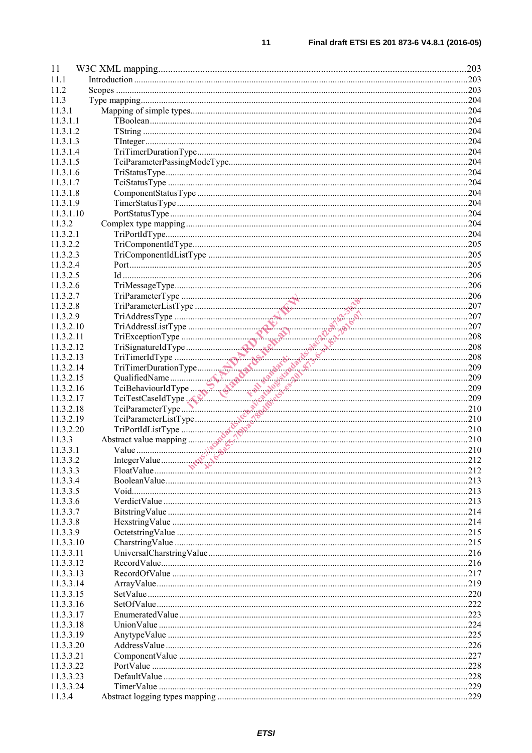11 W3C XML mapping..........203
11.1 Introduction..........203
11.2 Scopes..........203
11.3 Type mapping..........204
11.3.1 Mapping of simple types..........204
11.3.1.1 TBoolean..........204
11.3.1.2 TString..........204
11.3.1.3 TInteger..........204
11.3.1.4 TriTimerDurationType..........204
11.3.1.5 TciParameterPassingModeType..........204
11.3.1.6 TriStatusType..........204
11.3.1.7 TciStatusType..........204
11.3.1.8 ComponentStatusType..........204
11.3.1.9 TimerStatusType..........204
11.3.1.10 PortStatusType..........204
11.3.2 Complex type mapping..........204
11.3.2.1 TriPortIdType..........204
11.3.2.2 TriComponentIdType..........205
11.3.2.3 TriComponentIdListType..........205
11.3.2.4 Port..........205
11.3.2.5 Id..........206
11.3.2.6 TriMessageType..........206
11.3.2.7 TriParameterType..........206
11.3.2.8 TriParameterListType..........207
11.3.2.9 TriAddressType..........207
11.3.2.10 TriAddressListType..........207
11.3.2.11 TriExceptionType..........208
11.3.2.12 TriSignatureIdType..........208
11.3.2.13 TriTimerIdType..........208
11.3.2.14 TriTimerDurationType..........209
11.3.2.15 QualifiedName..........209
11.3.2.16 TciBehaviourIdType..........209
11.3.2.17 TciTestCaseIdType..........209
11.3.2.18 TciParameterType..........210
11.3.2.19 TciParameterListType..........210
11.3.2.20 TriPortIdListType..........210
11.3.3 Abstract value mapping..........210
11.3.3.1 Value..........210
11.3.3.2 IntegerValue..........212
11.3.3.3 FloatValue..........212
11.3.3.4 BooleanValue..........213
11.3.3.5 Void..........213
11.3.3.6 VerdictValue..........213
11.3.3.7 BitstringValue..........214
11.3.3.8 HexstringValue..........214
11.3.3.9 OctetstringValue..........215
11.3.3.10 CharstringValue..........215
11.3.3.11 UniversalCharstringValue..........216
11.3.3.12 RecordValue..........216
11.3.3.13 RecordOfValue..........217
11.3.3.14 ArrayValue..........219
11.3.3.15 SetValue..........220
11.3.3.16 SetOfValue..........222
11.3.3.17 EnumeratedValue..........223
11.3.3.18 UnionValue..........224
11.3.3.19 AnytypeValue..........225
11.3.3.20 AddressValue..........226
11.3.3.21 ComponentValue..........227
11.3.3.22 PortValue..........228
11.3.3.23 DefaultValue..........228
11.3.3.24 TimerValue..........229
11.3.4 Abstract logging types mapping..........229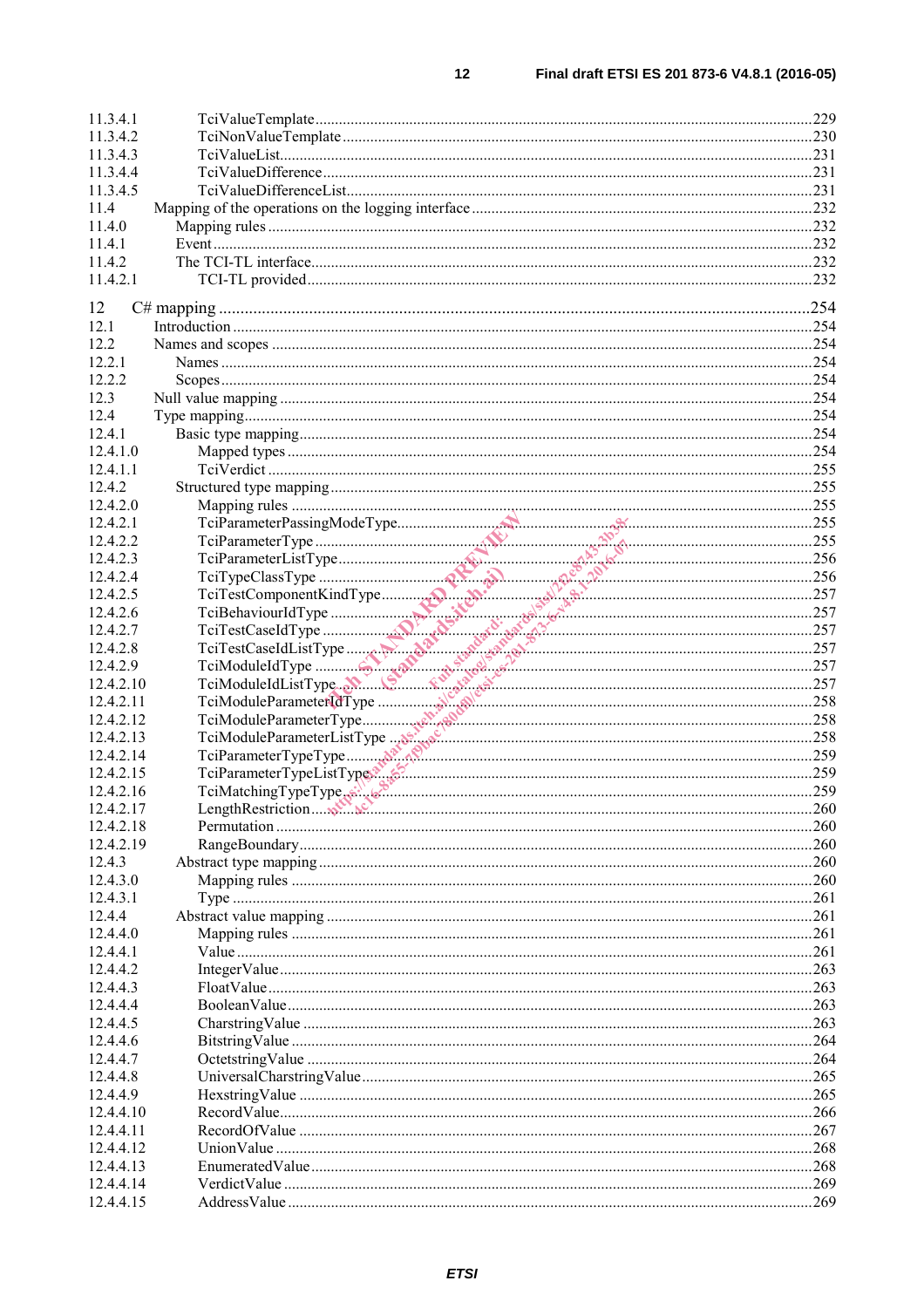11.3.4.1 TciValueTemplate .......... 229
11.3.4.2 TciNonValueTemplate .......... 230
11.3.4.3 TciValueList .......... 231
11.3.4.4 TciValueDifference .......... 231
11.3.4.5 TciValueDifferenceList .......... 231
11.4 Mapping of the operations on the logging interface .......... 232
11.4.0 Mapping rules .......... 232
11.4.1 Event .......... 232
11.4.2 The TCI-TL interface .......... 232
11.4.2.1 TCI-TL provided .......... 232

12 C# mapping .......... 254
12.1 Introduction .......... 254
12.2 Names and scopes .......... 254
12.2.1 Names .......... 254
12.2.2 Scopes .......... 254
12.3 Null value mapping .......... 254
12.4 Type mapping .......... 254
12.4.1 Basic type mapping .......... 254
12.4.1.0 Mapped types .......... 254
12.4.1.1 TciVerdict .......... 255
12.4.2 Structured type mapping .......... 255
12.4.2.0 Mapping rules .......... 255
12.4.2.1 TciParameterPassingModeType .......... 255
12.4.2.2 TciParameterType .......... 255
12.4.2.3 TciParameterListType .......... 256
12.4.2.4 TciTypeClassType .......... 256
12.4.2.5 TciTestComponentKindType .......... 257
12.4.2.6 TciBehaviourIdType .......... 257
12.4.2.7 TciTestCaseIdType .......... 257
12.4.2.8 TciTestCaseIdListType .......... 257
12.4.2.9 TciModuleIdType .......... 257
12.4.2.10 TciModuleIdListType .......... 257
12.4.2.11 TciModuleParameterIdType .......... 258
12.4.2.12 TciModuleParameterType .......... 258
12.4.2.13 TciModuleParameterListType .......... 258
12.4.2.14 TciParameterTypeType .......... 259
12.4.2.15 TciParameterTypeListType .......... 259
12.4.2.16 TciMatchingTypeType .......... 259
12.4.2.17 LengthRestriction .......... 260
12.4.2.18 Permutation .......... 260
12.4.2.19 RangeBoundary .......... 260
12.4.3 Abstract type mapping .......... 260
12.4.3.0 Mapping rules .......... 260
12.4.3.1 Type .......... 261
12.4.4 Abstract value mapping .......... 261
12.4.4.0 Mapping rules .......... 261
12.4.4.1 Value .......... 261
12.4.4.2 IntegerValue .......... 263
12.4.4.3 FloatValue .......... 263
12.4.4.4 BooleanValue .......... 263
12.4.4.5 CharstringValue .......... 263
12.4.4.6 BitstringValue .......... 264
12.4.4.7 OctetstringValue .......... 264
12.4.4.8 UniversalCharstringValue .......... 265
12.4.4.9 HexstringValue .......... 265
12.4.4.10 RecordValue .......... 266
12.4.4.11 RecordOfValue .......... 267
12.4.4.12 UnionValue .......... 268
12.4.4.13 EnumeratedValue .......... 268
12.4.4.14 VerdictValue .......... 269
12.4.4.15 AddressValue .......... 269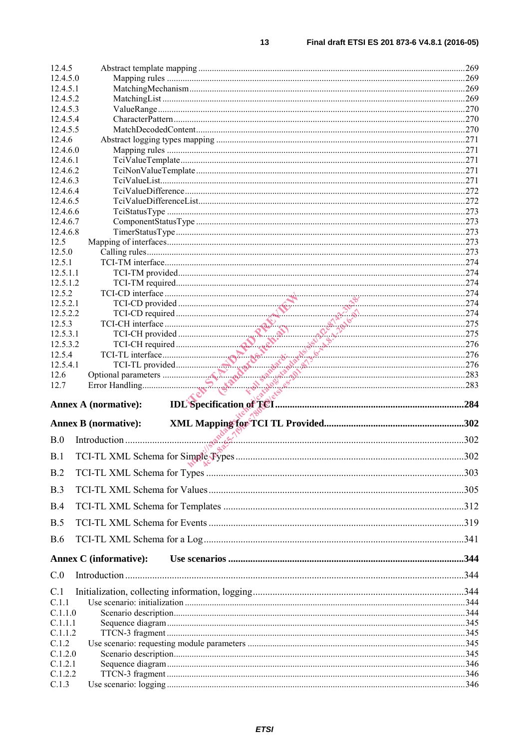12.4.5 Abstract template mapping ....................................................................................................................269
12.4.5.0 Mapping rules ..................................................................................................................................269
12.4.5.1 MatchingMechanism........................................................................................................................269
12.4.5.2 MatchingList ....................................................................................................................................269
12.4.5.3 ValueRange ......................................................................................................................................270
12.4.5.4 CharacterPattern...............................................................................................................................270
12.4.5.5 MatchDecodedContent.....................................................................................................................270
12.4.6 Abstract logging types mapping ............................................................................................................271
12.4.6.0 Mapping rules ..................................................................................................................................271
12.4.6.1 TciValueTemplate............................................................................................................................271
12.4.6.2 TciNonValueTemplate .....................................................................................................................271
12.4.6.3 TciValueList.....................................................................................................................................271
12.4.6.4 TciValueDifference..........................................................................................................................272
12.4.6.5 TciValueDifferenceList....................................................................................................................272
12.4.6.6 TciStatusType ..................................................................................................................................273
12.4.6.7 ComponentStatusType .....................................................................................................................273
12.4.6.8 TimerStatusType ..............................................................................................................................273
12.5 Mapping of interfaces..................................................................................................................................273
12.5.0 Calling rules............................................................................................................................................273
12.5.1 TCI-TM interface...................................................................................................................................274
12.5.1.1 TCI-TM provided.............................................................................................................................274
12.5.1.2 TCI-TM required..............................................................................................................................274
12.5.2 TCI-CD interface ...................................................................................................................................274
12.5.2.1 TCI-CD provided .............................................................................................................................274
12.5.2.2 TCI-CD required ..............................................................................................................................274
12.5.3 TCI-CH interface ...................................................................................................................................275
12.5.3.1 TCI-CH provided .............................................................................................................................275
12.5.3.2 TCI-CH required ..............................................................................................................................276
12.5.4 TCI-TL interface....................................................................................................................................276
12.5.4.1 TCI-TL provided..............................................................................................................................276
12.6 Optional parameters ....................................................................................................................................283
12.7 Error Handling.............................................................................................................................................283

**Annex A (normative): IDL Specification of TCI ...........................................................................284**

**Annex B (normative): XML Mapping for TCI TL Provided.........................................................302**

B.0 Introduction ..........................................................................................................................................302

B.1 TCI-TL XML Schema for Simple Types .............................................................................................302

B.2 TCI-TL XML Schema for Types .........................................................................................................303

B.3 TCI-TL XML Schema for Values ........................................................................................................305

B.4 TCI-TL XML Schema for Templates ..................................................................................................312

B.5 TCI-TL XML Schema for Events ........................................................................................................319

B.6 TCI-TL XML Schema for a Log ..........................................................................................................341

**Annex C (informative): Use scenarios ................................................................................................344**

C.0 Introduction ..........................................................................................................................................344

C.1 Initialization, collecting information, logging......................................................................................344
C.1.1 Use scenario: initialization .........................................................................................................................344
C.1.1.0 Scenario description................................................................................................................................344
C.1.1.1 Sequence diagram ...................................................................................................................................345
C.1.1.2 TTCN-3 fragment ...................................................................................................................................345
C.1.2 Use scenario: requesting module parameters .............................................................................................345
C.1.2.0 Scenario description................................................................................................................................345
C.1.2.1 Sequence diagram ...................................................................................................................................346
C.1.2.2 TTCN-3 fragment ...................................................................................................................................346
C.1.3 Use scenario: logging .................................................................................................................................346